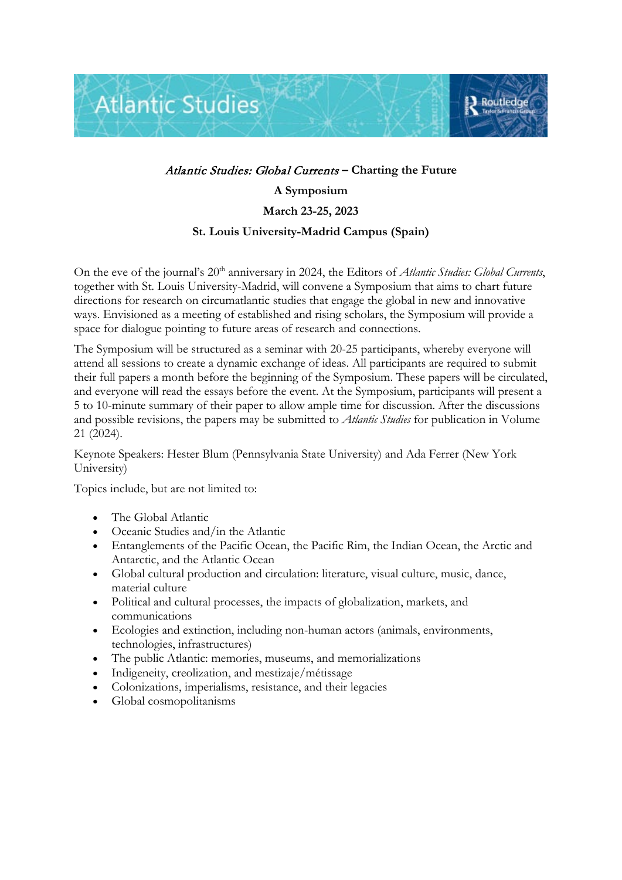# *Atlantic Studies: Global Currents* – Charting the Future

## A Symposium

## March 23-25, 2023

## St. Louis University-Madrid Campus (Spain)

On the eve of the journal's 20th anniversary in 2024, the Editors of *Atlantic Studies: Global Currents*, together with St. Louis University-Madrid, will convene a Symposium that aims to chart future directions for research on circumatlantic studies that engage the global in new and innovative ways. Envisioned as a meeting of established and rising scholars, the Symposium will provide a space for dialogue pointing to future areas of research and connections.

The Symposium will be structured as a seminar with 20-25 participants, whereby everyone will attend all sessions to create a dynamic exchange of ideas. All participants are required to submit their full papers a month before the beginning of the Symposium. These papers will be circulated, and everyone will read the essays before the event. At the Symposium, participants will present a 5 to 10-minute summary of their paper to allow ample time for discussion. After the discussions and possible revisions, the papers may be submitted to *Atlantic Studies* for publication in Volume 21 (2024).

Keynote Speakers: Hester Blum (Pennsylvania State University) and Ada Ferrer (New York University)

Topics include, but are not limited to:

- The Global Atlantic
- Oceanic Studies and/in the Atlantic
- Entanglements of the Pacific Ocean, the Pacific Rim, the Indian Ocean, the Arctic and Antarctic, and the Atlantic Ocean
- Global cultural production and circulation: literature, visual culture, music, dance, material culture
- Political and cultural processes, the impacts of globalization, markets, and communications
- Ecologies and extinction, including non-human actors (animals, environments, technologies, infrastructures)
- The public Atlantic: memories, museums, and memorializations
- Indigeneity, creolization, and mestizaje/métissage
- Colonizations, imperialisms, resistance, and their legacies
- Global cosmopolitanisms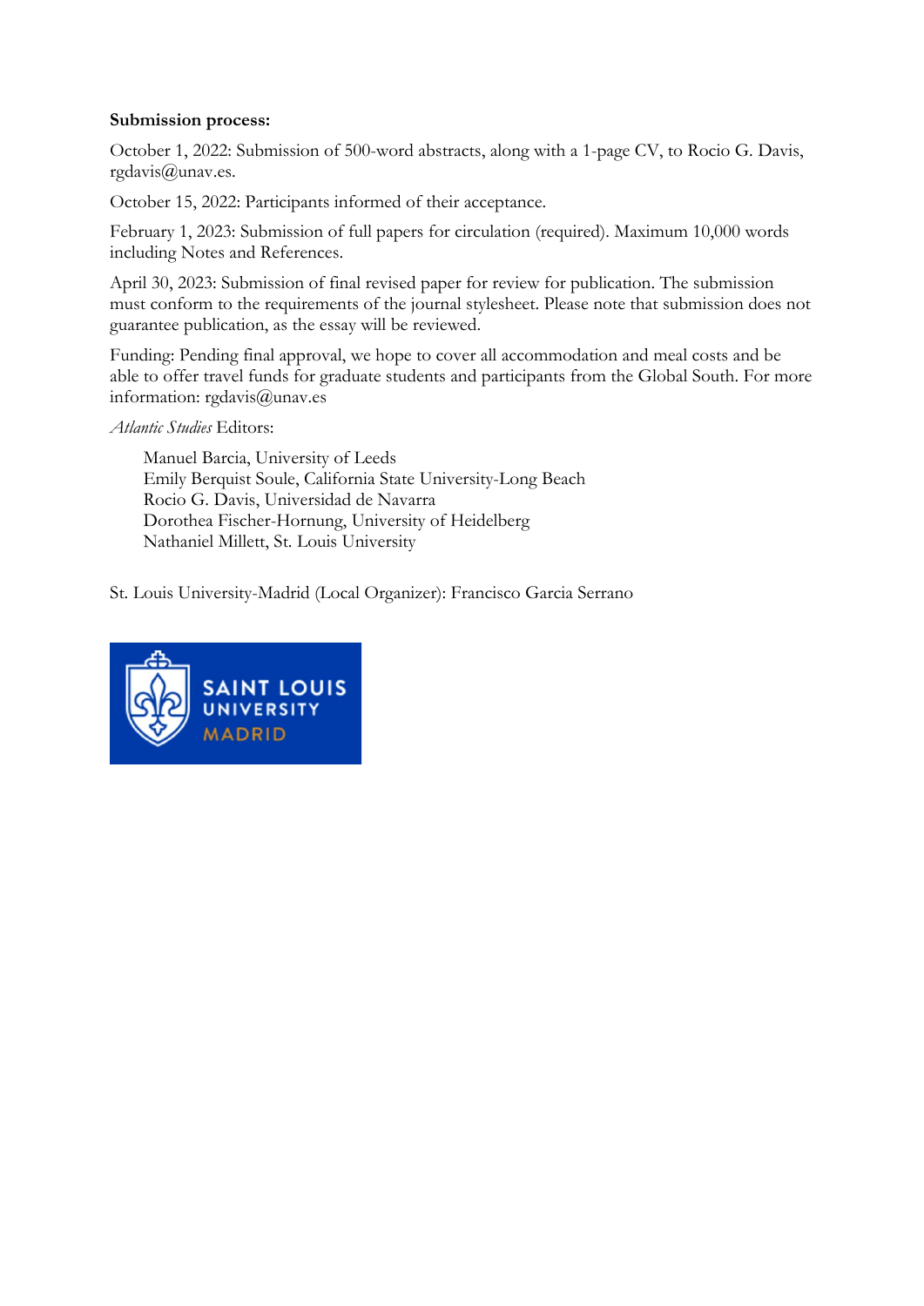**Submission process:**

October 1, 2022: Submission of 500-word abstracts, along with a 1-page CV, to Rocio G. Davis, rgdavis@unav.es.

October 15, 2022: Participants informed of their acceptance.

February 1, 2023: Submission of full papers for circulation (required). Maximum 10,000 words including Notes and References.

April 30, 2023: Submission of final revised paper for review for publication. The submission must conform to the requirements of the journal stylesheet. Please note that submission does not guarantee publication, as the essay will be reviewed.

Funding: Pending final approval, we hope to cover all accommodation and meal costs and be able to offer travel funds for graduate students and participants from the Global South. For more information: rgdavis@unav.es

*Atlantic Studies* Editors:

Manuel Barcia, University of Leeds
Emily Berquist Soule, California State University-Long Beach
Rocio G. Davis, Universidad de Navarra
Dorothea Fischer-Hornung, University of Heidelberg
Nathaniel Millett, St. Louis University

St. Louis University-Madrid (Local Organizer): Francisco Garcia Serrano

SAINT LOUIS UNIVERSITY MADRID